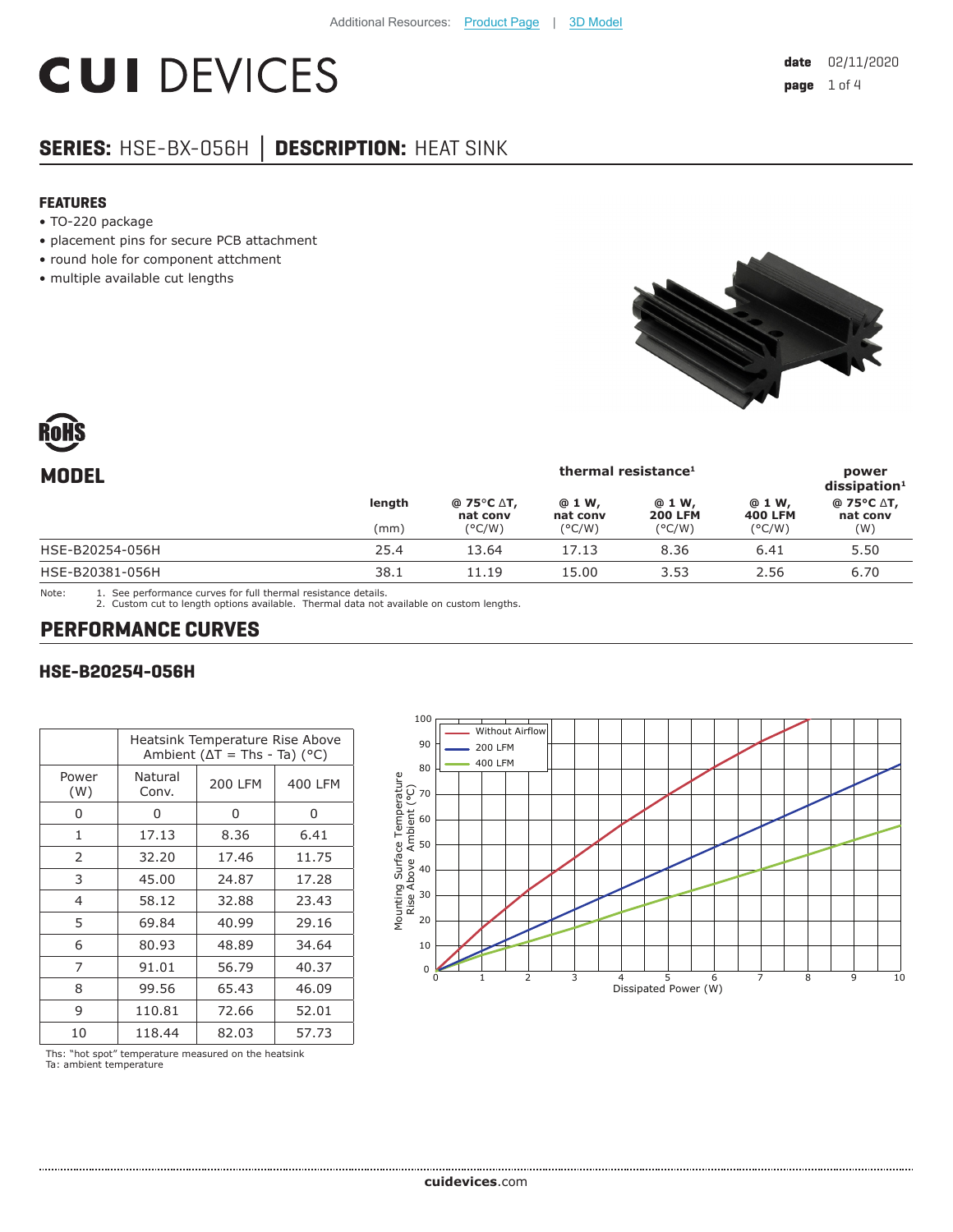Additional Resources: Product Page | 3D Model

# CUI DEVICES

**date** 02/11/2020

## SERIES: HSE-BX-056H | DESCRIPTION: HEAT SINK

### FEATURES

- TO-220 package
- placement pins for secure PCB attachment
- round hole for component attchment
- multiple available cut lengths

RoHS

## MODEL

| | length | thermal resistance[1] | | | | power dissipation[1] |
|---|---|---|---|---|---|---|
| | | @ 75°C ΔT, nat conv | @ 1 W, nat conv | @ 1 W, 200 LFM | @ 1 W, 400 LFM | @ 75°C ΔT, nat conv |
| | (mm) | (°C/W) | (°C/W) | (°C/W) | (°C/W) | (W) |
| HSE-B20254-056H | 25.4 | 13.64 | 17.13 | 8.36 | 6.41 | 5.50 |
| HSE-B20381-056H | 38.1 | 11.19 | 15.00 | 3.53 | 2.56 | 6.70 |

Note: 1. See performance curves for full thermal resistance details.
2. Custom cut to length options available. Thermal data not available on custom lengths.

## PERFORMANCE CURVES

### HSE-B20254-056H

| Power (W) | Heatsink Temperature Rise Above Ambient (ΔT = Ths - Ta) (°C) | | |
|---|---|---|---|
| | Natural Conv. | 200 LFM | 400 LFM |
| 0 | 0 | 0 | 0 |
| 1 | 17.13 | 8.36 | 6.41 |
| 2 | 32.20 | 17.46 | 11.75 |
| 3 | 45.00 | 24.87 | 17.28 |
| 4 | 58.12 | 32.88 | 23.43 |
| 5 | 69.84 | 40.99 | 29.16 |
| 6 | 80.93 | 48.89 | 34.64 |
| 7 | 91.01 | 56.79 | 40.37 |
| 8 | 99.56 | 65.43 | 46.09 |
| 9 | 110.81 | 72.66 | 52.01 |
| 10 | 118.44 | 82.03 | 57.73 |

Ths: "hot spot" temperature measured on the heatsink
Ta: ambient temperature

Without Airflow
200 LFM
400 LFM
Mounting Surface Temperature Rise Above Ambient (°C)
0 10 20 30 40 50 60 70 80 90 100
0 1 2 3 4 5 6 7 8 9 10
Dissipated Power (W)

cuidevices.com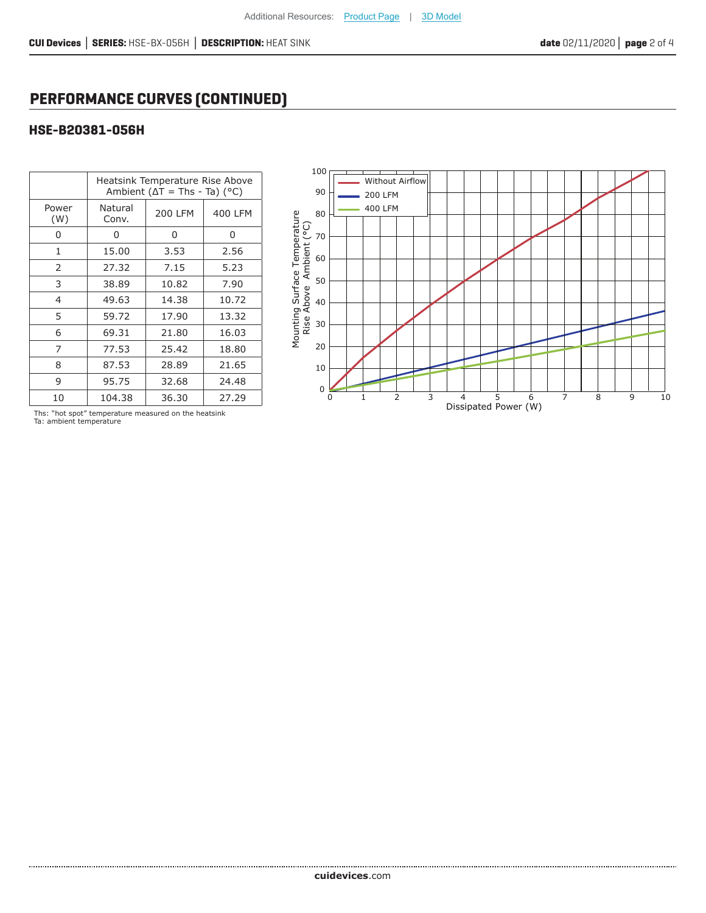## PERFORMANCE CURVES (CONTINUED)

### HSE-B20381-056H

| | Heatsink Temperature Rise Above Ambient (ΔT = Ths - Ta) (°C) | | |
|---|---|---|---|
| Power (W) | Natural Conv. | 200 LFM | 400 LFM |
| 0 | 0 | 0 | 0 |
| 1 | 15.00 | 3.53 | 2.56 |
| 2 | 27.32 | 7.15 | 5.23 |
| 3 | 38.89 | 10.82 | 7.90 |
| 4 | 49.63 | 14.38 | 10.72 |
| 5 | 59.72 | 17.90 | 13.32 |
| 6 | 69.31 | 21.80 | 16.03 |
| 7 | 77.53 | 25.42 | 18.80 |
| 8 | 87.53 | 28.89 | 21.65 |
| 9 | 95.75 | 32.68 | 24.48 |
| 10 | 104.38 | 36.30 | 27.29 |

Ths: "hot spot" temperature measured on the heatsink
Ta: ambient temperature

Without Airflow
200 LFM
400 LFM

Mounting Surface Temperature Rise Above Ambient (°C)

100
90
80
70
60
50
40
30
20
10
0

0 1 2 3 4 5 6 7 8 9 10

Dissipated Power (W)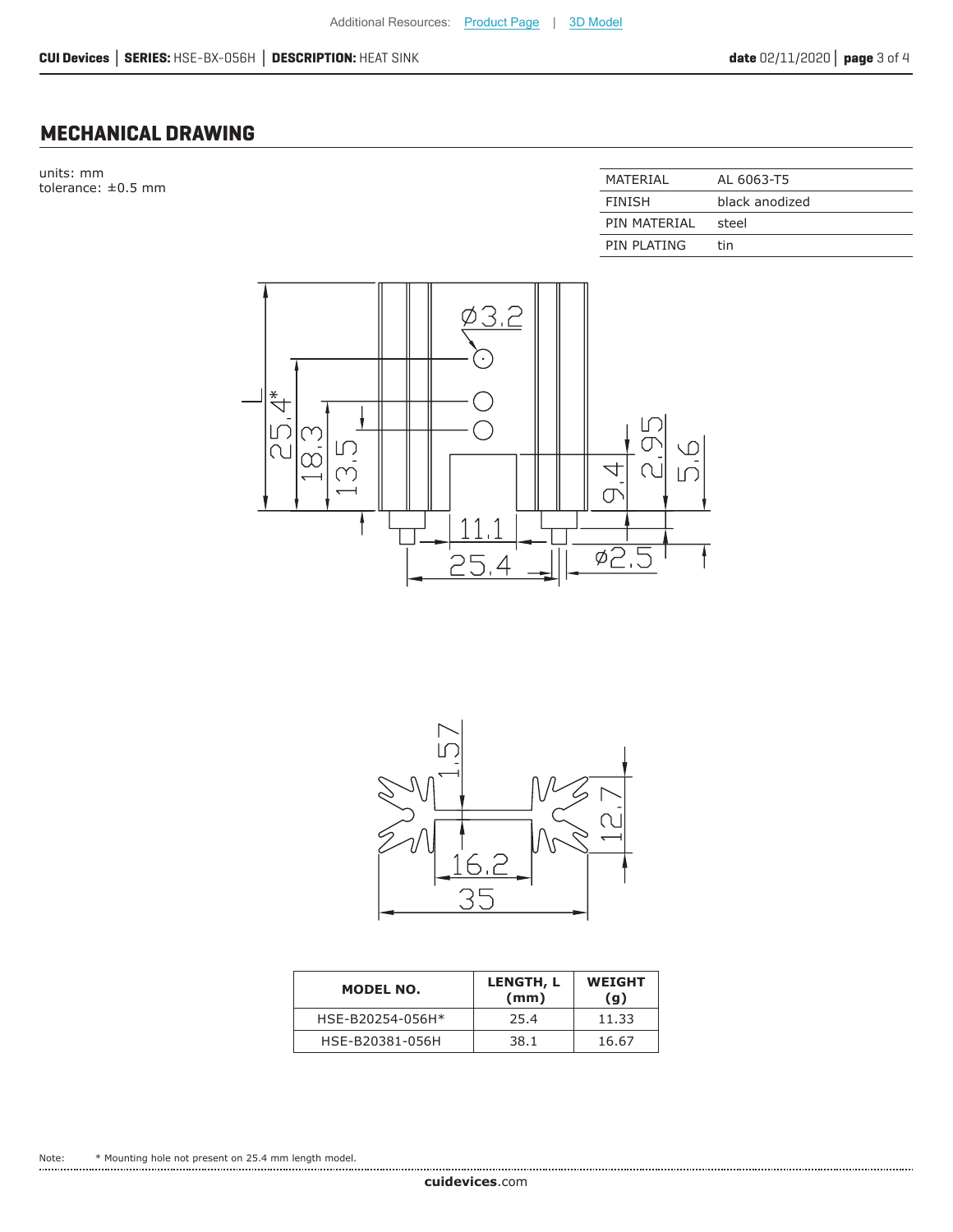## MECHANICAL DRAWING

units: mm
tolerance: ±0.5 mm

| | |
|---|---|
| MATERIAL | AL 6063-T5 |
| FINISH | black anodized |
| PIN MATERIAL | steel |
| PIN PLATING | tin |

Ø3.2
L
25.4*
18.3
13.5
11.1
25.4
9.4
2.95
5.6
Ø2.5

1.57
12.7
16.2
35

| MODEL NO. | LENGTH, L (mm) | WEIGHT (g) |
|---|---|---|
| HSE-B20254-056H* | 25.4 | 11.33 |
| HSE-B20381-056H | 38.1 | 16.67 |

Note: * Mounting hole not present on 25.4 mm length model.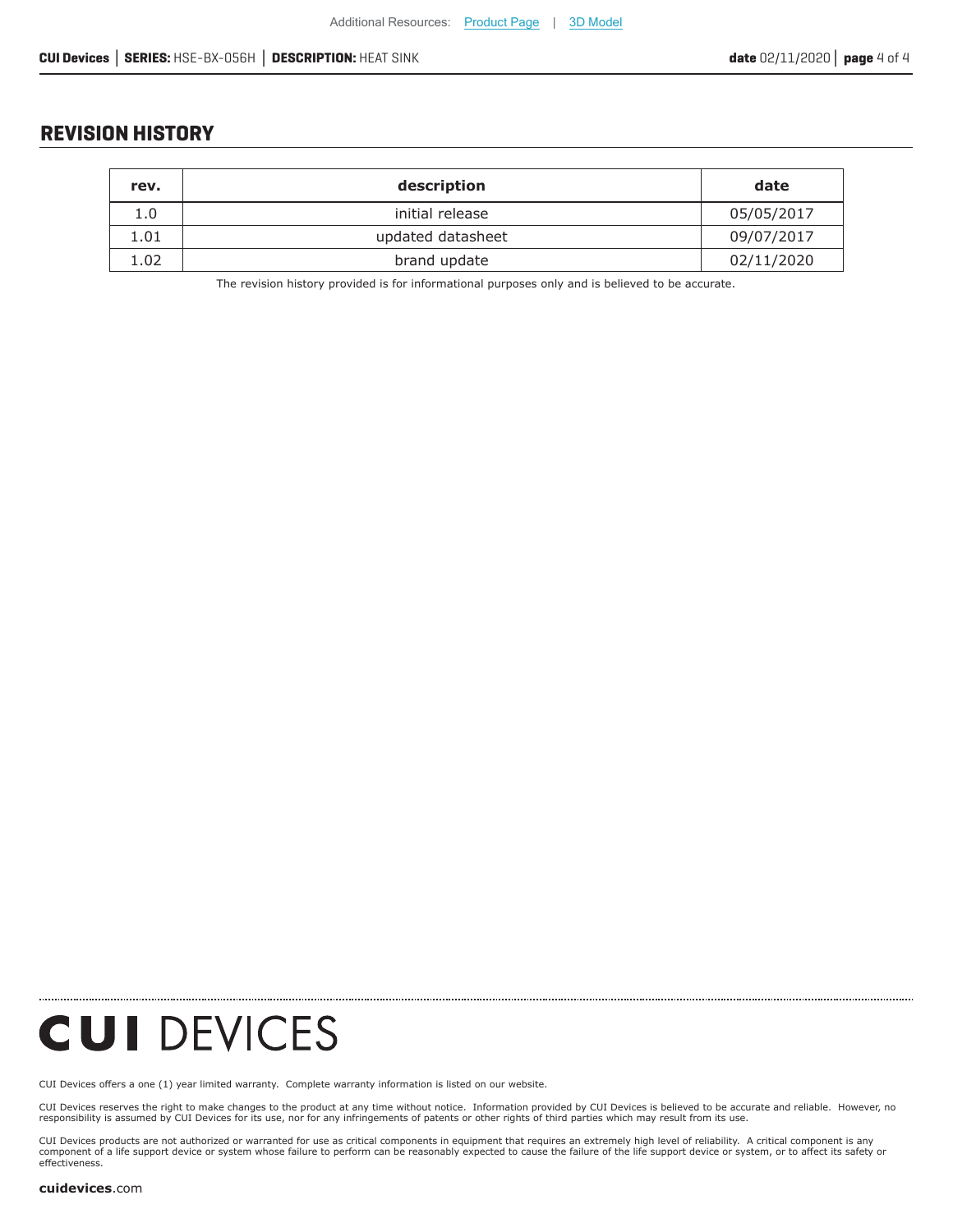## REVISION HISTORY

| rev. | description | date |
| --- | --- | --- |
| 1.0 | initial release | 05/05/2017 |
| 1.01 | updated datasheet | 09/07/2017 |
| 1.02 | brand update | 02/11/2020 |

The revision history provided is for informational purposes only and is believed to be accurate.

**CUI DEVICES**

CUI Devices offers a one (1) year limited warranty. Complete warranty information is listed on our website.

CUI Devices reserves the right to make changes to the product at any time without notice. Information provided by CUI Devices is believed to be accurate and reliable. However, no responsibility is assumed by CUI Devices for its use, nor for any infringements of patents or other rights of third parties which may result from its use.

CUI Devices products are not authorized or warranted for use as critical components in equipment that requires an extremely high level of reliability. A critical component is any component of a life support device or system whose failure to perform can be reasonably expected to cause the failure of the life support device or system, or to affect its safety or effectiveness.

**cuidevices**.com